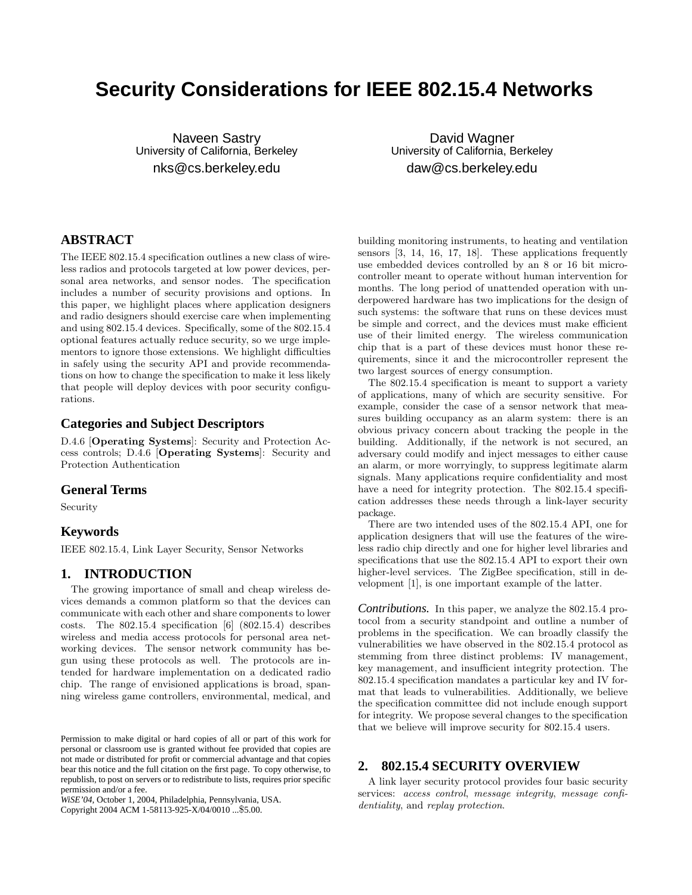# Security Considerations for IEEE 802.15.4 Networks

Naveen Sastry
University of California, Berkeley
nks@cs.berkeley.edu

David Wagner
University of California, Berkeley
daw@cs.berkeley.edu

## ABSTRACT

The IEEE 802.15.4 specification outlines a new class of wireless radios and protocols targeted at low power devices, personal area networks, and sensor nodes. The specification includes a number of security provisions and options. In this paper, we highlight places where application designers and radio designers should exercise care when implementing and using 802.15.4 devices. Specifically, some of the 802.15.4 optional features actually reduce security, so we urge implementors to ignore those extensions. We highlight difficulties in safely using the security API and provide recommendations on how to change the specification to make it less likely that people will deploy devices with poor security configurations.

## Categories and Subject Descriptors

D.4.6 [**Operating Systems**]: Security and Protection Access controls; D.4.6 [**Operating Systems**]: Security and Protection Authentication

## General Terms

Security

## Keywords

IEEE 802.15.4, Link Layer Security, Sensor Networks

## 1. INTRODUCTION

The growing importance of small and cheap wireless devices demands a common platform so that the devices can communicate with each other and share components to lower costs. The 802.15.4 specification [6] (802.15.4) describes wireless and media access protocols for personal area networking devices. The sensor network community has begun using these protocols as well. The protocols are intended for hardware implementation on a dedicated radio chip. The range of envisioned applications is broad, spanning wireless game controllers, environmental, medical, and building monitoring instruments, to heating and ventilation sensors [3, 14, 16, 17, 18]. These applications frequently use embedded devices controlled by an 8 or 16 bit microcontroller meant to operate without human intervention for months. The long period of unattended operation with underpowered hardware has two implications for the design of such systems: the software that runs on these devices must be simple and correct, and the devices must make efficient use of their limited energy. The wireless communication chip that is a part of these devices must honor these requirements, since it and the microcontroller represent the two largest sources of energy consumption.

The 802.15.4 specification is meant to support a variety of applications, many of which are security sensitive. For example, consider the case of a sensor network that measures building occupancy as an alarm system: there is an obvious privacy concern about tracking the people in the building. Additionally, if the network is not secured, an adversary could modify and inject messages to either cause an alarm, or more worryingly, to suppress legitimate alarm signals. Many applications require confidentiality and most have a need for integrity protection. The 802.15.4 specification addresses these needs through a link-layer security package.

There are two intended uses of the 802.15.4 API, one for application designers that will use the features of the wireless radio chip directly and one for higher level libraries and specifications that use the 802.15.4 API to export their own higher-level services. The ZigBee specification, still in development [1], is one important example of the latter.

***Contributions.*** In this paper, we analyze the 802.15.4 protocol from a security standpoint and outline a number of problems in the specification. We can broadly classify the vulnerabilities we have observed in the 802.15.4 protocol as stemming from three distinct problems: IV management, key management, and insufficient integrity protection. The 802.15.4 specification mandates a particular key and IV format that leads to vulnerabilities. Additionally, we believe the specification committee did not include enough support for integrity. We propose several changes to the specification that we believe will improve security for 802.15.4 users.

## 2. 802.15.4 SECURITY OVERVIEW

A link layer security protocol provides four basic security services: *access control*, *message integrity*, *message confidentiality*, and *replay protection*.

Permission to make digital or hard copies of all or part of this work for personal or classroom use is granted without fee provided that copies are not made or distributed for profit or commercial advantage and that copies bear this notice and the full citation on the first page. To copy otherwise, to republish, to post on servers or to redistribute to lists, requires prior specific permission and/or a fee.
*WiSE'04*, October 1, 2004, Philadelphia, Pennsylvania, USA.
Copyright 2004 ACM 1-58113-925-X/04/0010 ...$5.00.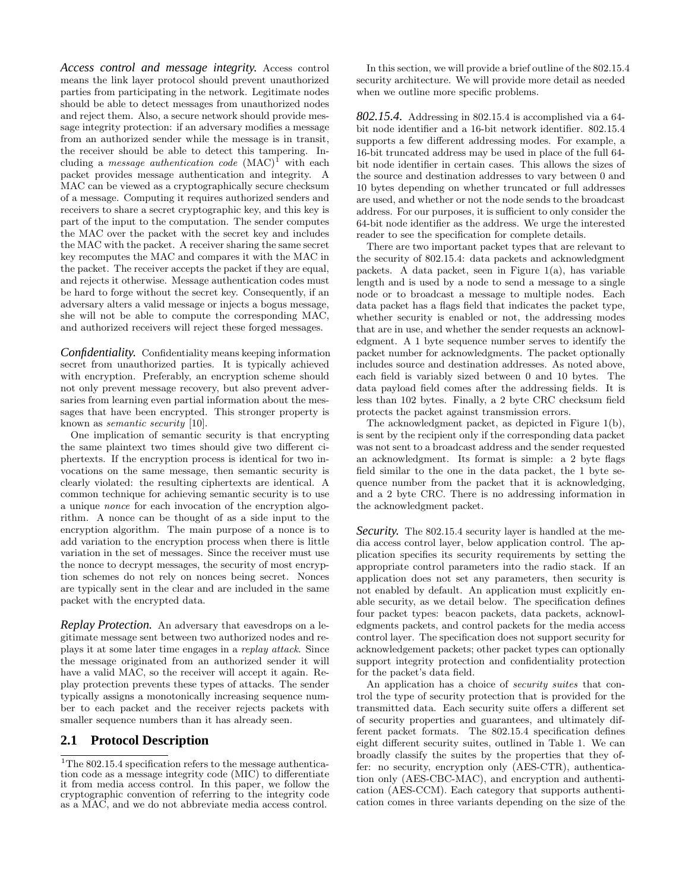***Access control and message integrity.*** Access control means the link layer protocol should prevent unauthorized parties from participating in the network. Legitimate nodes should be able to detect messages from unauthorized nodes and reject them. Also, a secure network should provide message integrity protection: if an adversary modifies a message from an authorized sender while the message is in transit, the receiver should be able to detect this tampering. Including a *message authentication code* (MAC)[1] with each packet provides message authentication and integrity. A MAC can be viewed as a cryptographically secure checksum of a message. Computing it requires authorized senders and receivers to share a secret cryptographic key, and this key is part of the input to the computation. The sender computes the MAC over the packet with the secret key and includes the MAC with the packet. A receiver sharing the same secret key recomputes the MAC and compares it with the MAC in the packet. The receiver accepts the packet if they are equal, and rejects it otherwise. Message authentication codes must be hard to forge without the secret key. Consequently, if an adversary alters a valid message or injects a bogus message, she will not be able to compute the corresponding MAC, and authorized receivers will reject these forged messages.

***Confidentiality.*** Confidentiality means keeping information secret from unauthorized parties. It is typically achieved with encryption. Preferably, an encryption scheme should not only prevent message recovery, but also prevent adversaries from learning even partial information about the messages that have been encrypted. This stronger property is known as *semantic security* [10].

One implication of semantic security is that encrypting the same plaintext two times should give two different ciphertexts. If the encryption process is identical for two invocations on the same message, then semantic security is clearly violated: the resulting ciphertexts are identical. A common technique for achieving semantic security is to use a unique *nonce* for each invocation of the encryption algorithm. A nonce can be thought of as a side input to the encryption algorithm. The main purpose of a nonce is to add variation to the encryption process when there is little variation in the set of messages. Since the receiver must use the nonce to decrypt messages, the security of most encryption schemes do not rely on nonces being secret. Nonces are typically sent in the clear and are included in the same packet with the encrypted data.

***Replay Protection.*** An adversary that eavesdrops on a legitimate message sent between two authorized nodes and replays it at some later time engages in a *replay attack*. Since the message originated from an authorized sender it will have a valid MAC, so the receiver will accept it again. Replay protection prevents these types of attacks. The sender typically assigns a monotonically increasing sequence number to each packet and the receiver rejects packets with smaller sequence numbers than it has already seen.

## 2.1 Protocol Description

In this section, we will provide a brief outline of the 802.15.4 security architecture. We will provide more detail as needed when we outline more specific problems.

***802.15.4.*** Addressing in 802.15.4 is accomplished via a 64-bit node identifier and a 16-bit network identifier. 802.15.4 supports a few different addressing modes. For example, a 16-bit truncated address may be used in place of the full 64-bit node identifier in certain cases. This allows the sizes of the source and destination addresses to vary between 0 and 10 bytes depending on whether truncated or full addresses are used, and whether or not the node sends to the broadcast address. For our purposes, it is sufficient to only consider the 64-bit node identifier as the address. We urge the interested reader to see the specification for complete details.

There are two important packet types that are relevant to the security of 802.15.4: data packets and acknowledgment packets. A data packet, seen in Figure 1(a), has variable length and is used by a node to send a message to a single node or to broadcast a message to multiple nodes. Each data packet has a flags field that indicates the packet type, whether security is enabled or not, the addressing modes that are in use, and whether the sender requests an acknowledgment. A 1 byte sequence number serves to identify the packet number for acknowledgments. The packet optionally includes source and destination addresses. As noted above, each field is variably sized between 0 and 10 bytes. The data payload field comes after the addressing fields. It is less than 102 bytes. Finally, a 2 byte CRC checksum field protects the packet against transmission errors.

The acknowledgment packet, as depicted in Figure 1(b), is sent by the recipient only if the corresponding data packet was not sent to a broadcast address and the sender requested an acknowledgment. Its format is simple: a 2 byte flags field similar to the one in the data packet, the 1 byte sequence number from the packet that it is acknowledging, and a 2 byte CRC. There is no addressing information in the acknowledgment packet.

***Security.*** The 802.15.4 security layer is handled at the media access control layer, below application control. The application specifies its security requirements by setting the appropriate control parameters into the radio stack. If an application does not set any parameters, then security is not enabled by default. An application must explicitly enable security, as we detail below. The specification defines four packet types: beacon packets, data packets, acknowledgments packets, and control packets for the media access control layer. The specification does not support security for acknowledgement packets; other packet types can optionally support integrity protection and confidentiality protection for the packet's data field.

An application has a choice of *security suites* that control the type of security protection that is provided for the transmitted data. Each security suite offers a different set of security properties and guarantees, and ultimately different packet formats. The 802.15.4 specification defines eight different security suites, outlined in Table 1. We can broadly classify the suites by the properties that they offer: no security, encryption only (AES-CTR), authentication only (AES-CBC-MAC), and encryption and authentication (AES-CCM). Each category that supports authentication comes in three variants depending on the size of the

[1] The 802.15.4 specification refers to the message authentication code as a message integrity code (MIC) to differentiate it from media access control. In this paper, we follow the cryptographic convention of referring to the integrity code as a MAC, and we do not abbreviate media access control.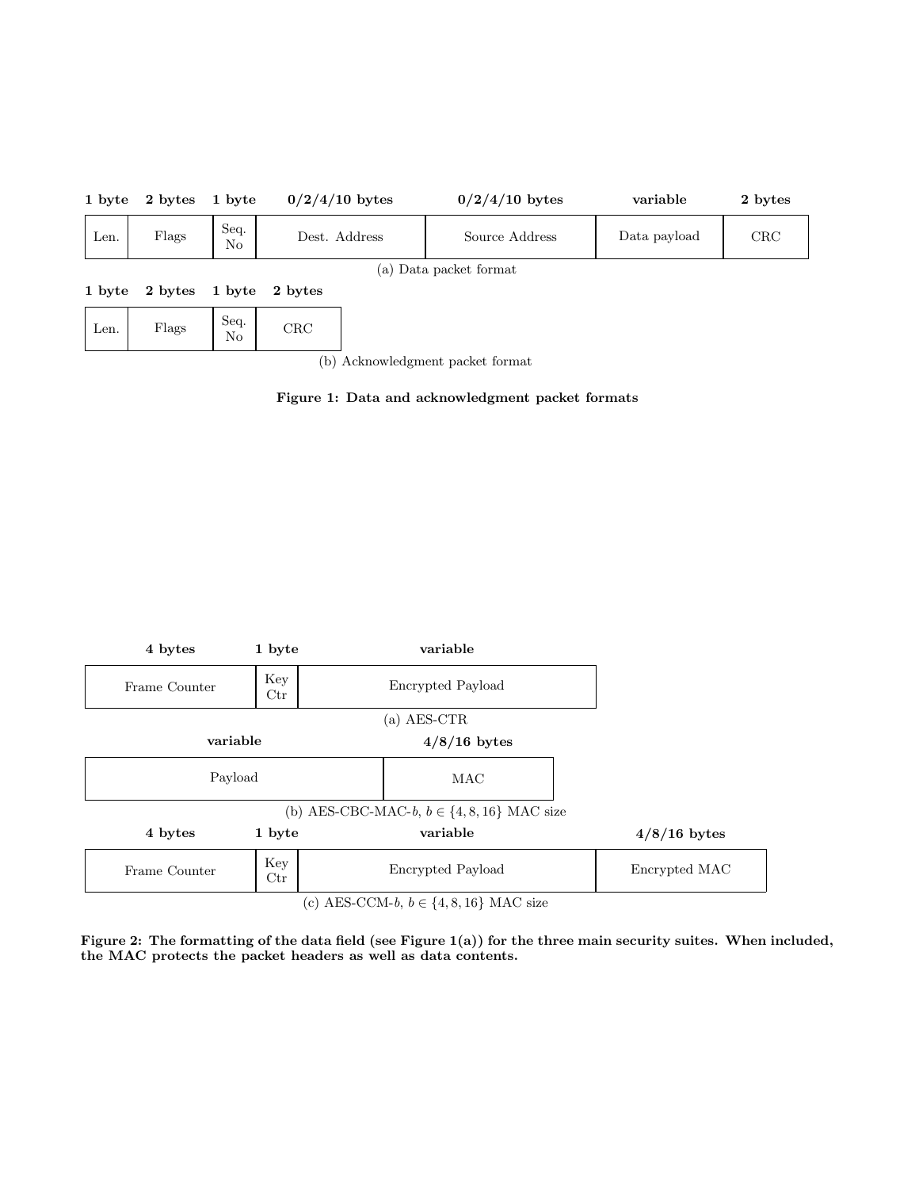| 1 byte | 2 bytes | 1 byte | 0/2/4/10 bytes | 0/2/4/10 bytes | variable | 2 bytes |
|---|---|---|---|---|---|---|
| Len. | Flags | Seq. No | Dest. Address | Source Address | Data payload | CRC |

(a) Data packet format

| 1 byte | 2 bytes | 1 byte | 2 bytes |
|---|---|---|---|
| Len. | Flags | Seq. No | CRC |

(b) Acknowledgment packet format

**Figure 1: Data and acknowledgment packet formats**

| 4 bytes | 1 byte | variable |
|---|---|---|
| Frame Counter | Key Ctr | Encrypted Payload |

(a) AES-CTR

| variable | 4/8/16 bytes |
|---|---|
| Payload | MAC |

(b) AES-CBC-MAC-$b$, $b \in \{4, 8, 16\}$ MAC size

| 4 bytes | 1 byte | variable | 4/8/16 bytes |
|---|---|---|---|
| Frame Counter | Key Ctr | Encrypted Payload | Encrypted MAC |

(c) AES-CCM-$b$, $b \in \{4, 8, 16\}$ MAC size

**Figure 2: The formatting of the data field (see Figure 1(a)) for the three main security suites. When included, the MAC protects the packet headers as well as data contents.**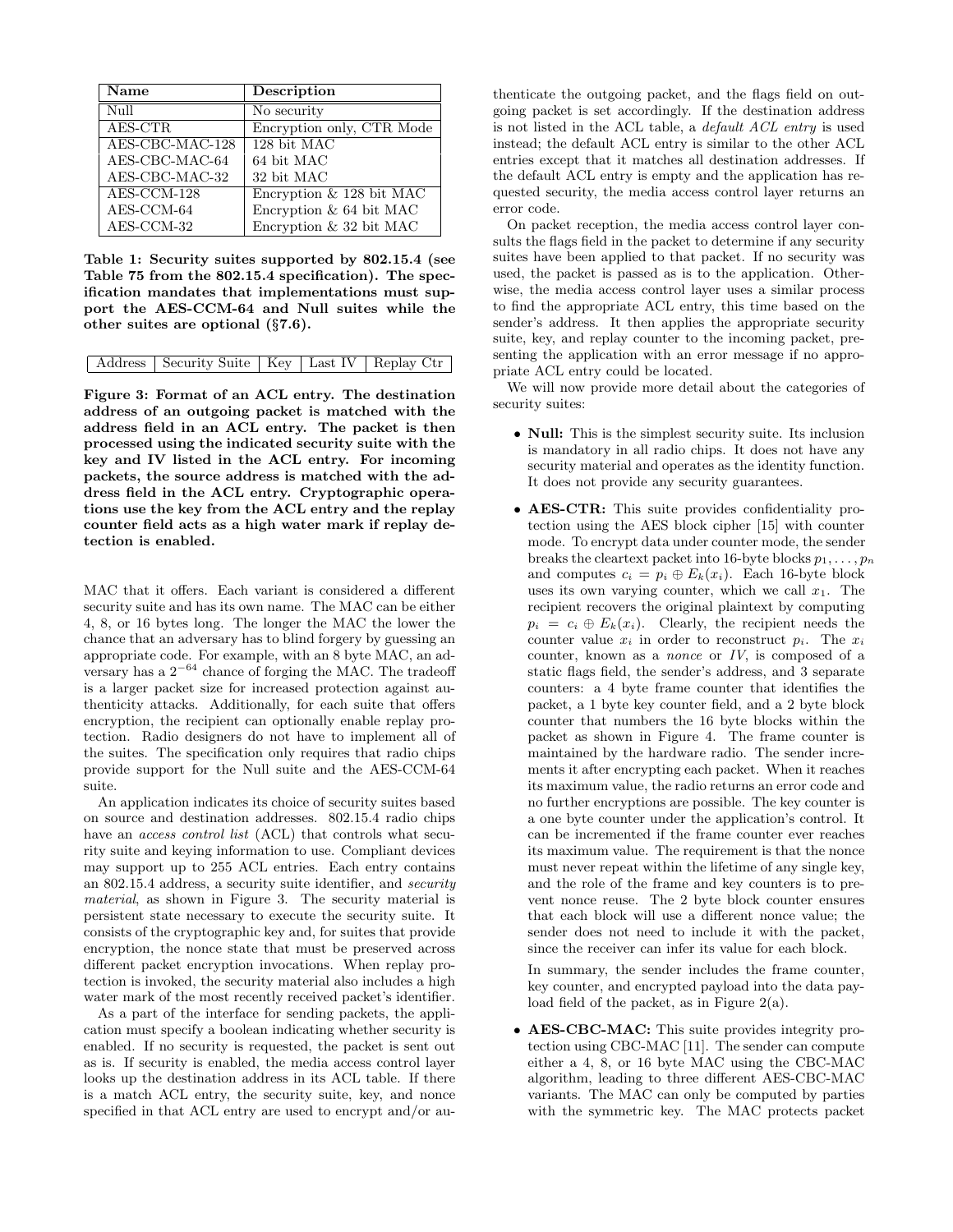| Name | Description |
|---|---|
| Null | No security |
| AES-CTR | Encryption only, CTR Mode |
| AES-CBC-MAC-128 | 128 bit MAC |
| AES-CBC-MAC-64 | 64 bit MAC |
| AES-CBC-MAC-32 | 32 bit MAC |
| AES-CCM-128 | Encryption & 128 bit MAC |
| AES-CCM-64 | Encryption & 64 bit MAC |
| AES-CCM-32 | Encryption & 32 bit MAC |

**Table 1: Security suites supported by 802.15.4 (see Table 75 from the 802.15.4 specification). The specification mandates that implementations must support the AES-CCM-64 and Null suites while the other suites are optional (§7.6).**

| Address | Security Suite | Key | Last IV | Replay Ctr |
|---|---|---|---|---|

**Figure 3: Format of an ACL entry. The destination address of an outgoing packet is matched with the address field in an ACL entry. The packet is then processed using the indicated security suite with the key and IV listed in the ACL entry. For incoming packets, the source address is matched with the address field in the ACL entry. Cryptographic operations use the key from the ACL entry and the replay counter field acts as a high water mark if replay detection is enabled.**

MAC that it offers. Each variant is considered a different security suite and has its own name. The MAC can be either 4, 8, or 16 bytes long. The longer the MAC the lower the chance that an adversary has to blind forgery by guessing an appropriate code. For example, with an 8 byte MAC, an adversary has a $2^{-64}$ chance of forging the MAC. The tradeoff is a larger packet size for increased protection against authenticity attacks. Additionally, for each suite that offers encryption, the recipient can optionally enable replay protection. Radio designers do not have to implement all of the suites. The specification only requires that radio chips provide support for the Null suite and the AES-CCM-64 suite.

An application indicates its choice of security suites based on source and destination addresses. 802.15.4 radio chips have an *access control list* (ACL) that controls what security suite and keying information to use. Compliant devices may support up to 255 ACL entries. Each entry contains an 802.15.4 address, a security suite identifier, and *security material*, as shown in Figure 3. The security material is persistent state necessary to execute the security suite. It consists of the cryptographic key and, for suites that provide encryption, the nonce state that must be preserved across different packet encryption invocations. When replay protection is invoked, the security material also includes a high water mark of the most recently received packet's identifier.

As a part of the interface for sending packets, the application must specify a boolean indicating whether security is enabled. If no security is requested, the packet is sent out as is. If security is enabled, the media access control layer looks up the destination address in its ACL table. If there is a match ACL entry, the security suite, key, and nonce specified in that ACL entry are used to encrypt and/or authenticate the outgoing packet, and the flags field on outgoing packet is set accordingly. If the destination address is not listed in the ACL table, a *default ACL entry* is used instead; the default ACL entry is similar to the other ACL entries except that it matches all destination addresses. If the default ACL entry is empty and the application has requested security, the media access control layer returns an error code.

On packet reception, the media access control layer consults the flags field in the packet to determine if any security suites have been applied to that packet. If no security was used, the packet is passed as is to the application. Otherwise, the media access control layer uses a similar process to find the appropriate ACL entry, this time based on the sender's address. It then applies the appropriate security suite, key, and replay counter to the incoming packet, presenting the application with an error message if no appropriate ACL entry could be located.

We will now provide more detail about the categories of security suites:

- **Null:** This is the simplest security suite. Its inclusion is mandatory in all radio chips. It does not have any security material and operates as the identity function. It does not provide any security guarantees.

- **AES-CTR:** This suite provides confidentiality protection using the AES block cipher [15] with counter mode. To encrypt data under counter mode, the sender breaks the cleartext packet into 16-byte blocks $p_1, \ldots, p_n$ and computes $c_i = p_i \oplus E_k(x_i)$. Each 16-byte block uses its own varying counter, which we call $x_1$. The recipient recovers the original plaintext by computing $p_i = c_i \oplus E_k(x_i)$. Clearly, the recipient needs the counter value $x_i$ in order to reconstruct $p_i$. The $x_i$ counter, known as a *nonce* or *IV*, is composed of a static flags field, the sender's address, and 3 separate counters: a 4 byte frame counter that identifies the packet, a 1 byte key counter field, and a 2 byte block counter that numbers the 16 byte blocks within the packet as shown in Figure 4. The frame counter is maintained by the hardware radio. The sender increments it after encrypting each packet. When it reaches its maximum value, the radio returns an error code and no further encryptions are possible. The key counter is a one byte counter under the application's control. It can be incremented if the frame counter ever reaches its maximum value. The requirement is that the nonce must never repeat within the lifetime of any single key, and the role of the frame and key counters is to prevent nonce reuse. The 2 byte block counter ensures that each block will use a different nonce value; the sender does not need to include it with the packet, since the receiver can infer its value for each block.

  In summary, the sender includes the frame counter, key counter, and encrypted payload into the data payload field of the packet, as in Figure 2(a).

- **AES-CBC-MAC:** This suite provides integrity protection using CBC-MAC [11]. The sender can compute either a 4, 8, or 16 byte MAC using the CBC-MAC algorithm, leading to three different AES-CBC-MAC variants. The MAC can only be computed by parties with the symmetric key. The MAC protects packet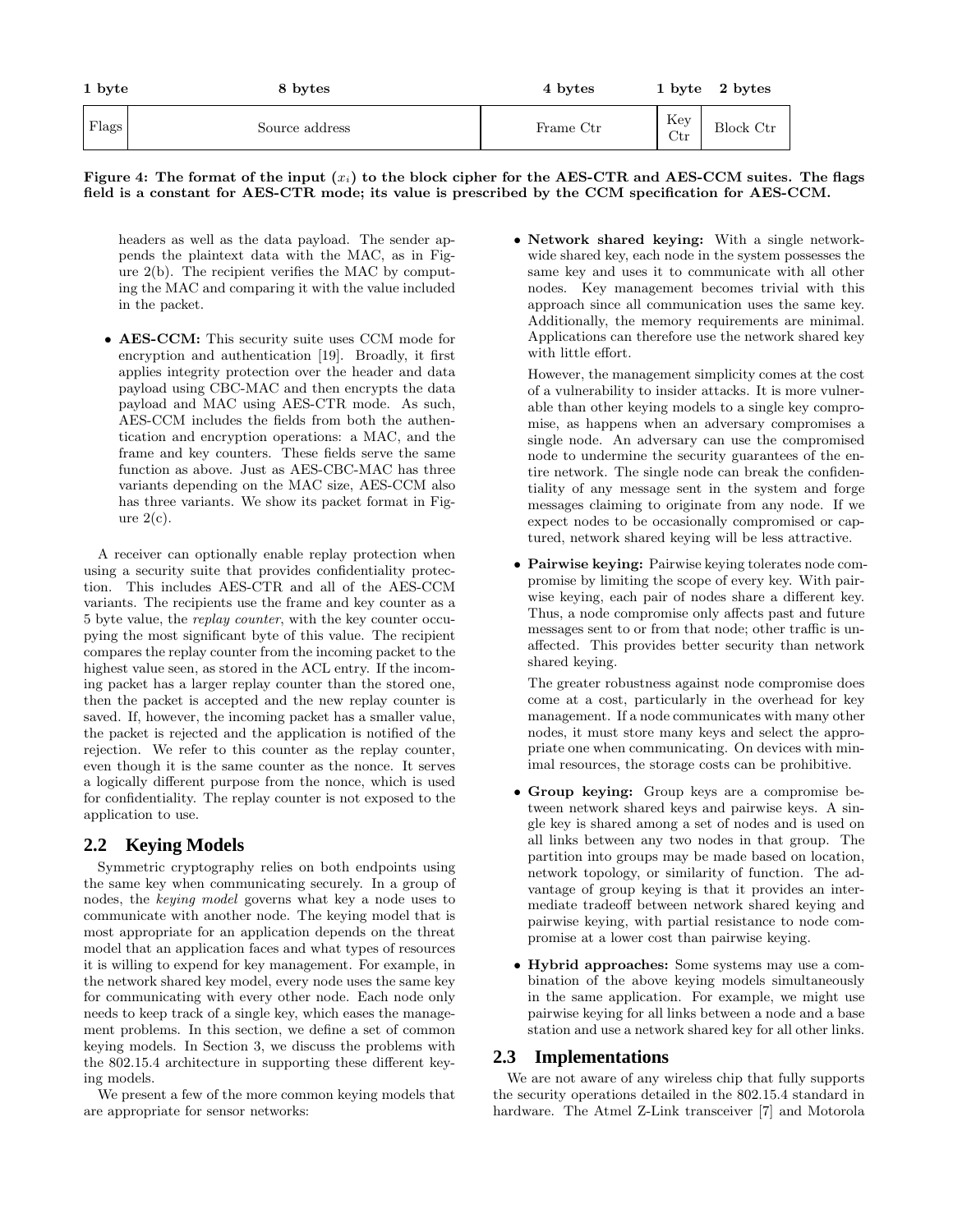| 1 byte | 8 bytes | 4 bytes | 1 byte | 2 bytes |
|---|---|---|---|---|
| Flags | Source address | Frame Ctr | Key Ctr | Block Ctr |

**Figure 4: The format of the input ($x_i$) to the block cipher for the AES-CTR and AES-CCM suites. The flags field is a constant for AES-CTR mode; its value is prescribed by the CCM specification for AES-CCM.**

headers as well as the data payload. The sender appends the plaintext data with the MAC, as in Figure 2(b). The recipient verifies the MAC by computing the MAC and comparing it with the value included in the packet.

- **AES-CCM:** This security suite uses CCM mode for encryption and authentication [19]. Broadly, it first applies integrity protection over the header and data payload using CBC-MAC and then encrypts the data payload and MAC using AES-CTR mode. As such, AES-CCM includes the fields from both the authentication and encryption operations: a MAC, and the frame and key counters. These fields serve the same function as above. Just as AES-CBC-MAC has three variants depending on the MAC size, AES-CCM also has three variants. We show its packet format in Figure 2(c).

A receiver can optionally enable replay protection when using a security suite that provides confidentiality protection. This includes AES-CTR and all of the AES-CCM variants. The recipients use the frame and key counter as a 5 byte value, the *replay counter*, with the key counter occupying the most significant byte of this value. The recipient compares the replay counter from the incoming packet to the highest value seen, as stored in the ACL entry. If the incoming packet has a larger replay counter than the stored one, then the packet is accepted and the new replay counter is saved. If, however, the incoming packet has a smaller value, the packet is rejected and the application is notified of the rejection. We refer to this counter as the replay counter, even though it is the same counter as the nonce. It serves a logically different purpose from the nonce, which is used for confidentiality. The replay counter is not exposed to the application to use.

## 2.2 Keying Models

Symmetric cryptography relies on both endpoints using the same key when communicating securely. In a group of nodes, the *keying model* governs what key a node uses to communicate with another node. The keying model that is most appropriate for an application depends on the threat model that an application faces and what types of resources it is willing to expend for key management. For example, in the network shared key model, every node uses the same key for communicating with every other node. Each node only needs to keep track of a single key, which eases the management problems. In this section, we define a set of common keying models. In Section 3, we discuss the problems with the 802.15.4 architecture in supporting these different keying models.

We present a few of the more common keying models that are appropriate for sensor networks:

- **Network shared keying:** With a single network-wide shared key, each node in the system possesses the same key and uses it to communicate with all other nodes. Key management becomes trivial with this approach since all communication uses the same key. Additionally, the memory requirements are minimal. Applications can therefore use the network shared key with little effort.

  However, the management simplicity comes at the cost of a vulnerability to insider attacks. It is more vulnerable than other keying models to a single key compromise, as happens when an adversary compromises a single node. An adversary can use the compromised node to undermine the security guarantees of the entire network. The single node can break the confidentiality of any message sent in the system and forge messages claiming to originate from any node. If we expect nodes to be occasionally compromised or captured, network shared keying will be less attractive.

- **Pairwise keying:** Pairwise keying tolerates node compromise by limiting the scope of every key. With pairwise keying, each pair of nodes share a different key. Thus, a node compromise only affects past and future messages sent to or from that node; other traffic is unaffected. This provides better security than network shared keying.

  The greater robustness against node compromise does come at a cost, particularly in the overhead for key management. If a node communicates with many other nodes, it must store many keys and select the appropriate one when communicating. On devices with minimal resources, the storage costs can be prohibitive.

- **Group keying:** Group keys are a compromise between network shared keys and pairwise keys. A single key is shared among a set of nodes and is used on all links between any two nodes in that group. The partition into groups may be made based on location, network topology, or similarity of function. The advantage of group keying is that it provides an intermediate tradeoff between network shared keying and pairwise keying, with partial resistance to node compromise at a lower cost than pairwise keying.

- **Hybrid approaches:** Some systems may use a combination of the above keying models simultaneously in the same application. For example, we might use pairwise keying for all links between a node and a base station and use a network shared key for all other links.

## 2.3 Implementations

We are not aware of any wireless chip that fully supports the security operations detailed in the 802.15.4 standard in hardware. The Atmel Z-Link transceiver [7] and Motorola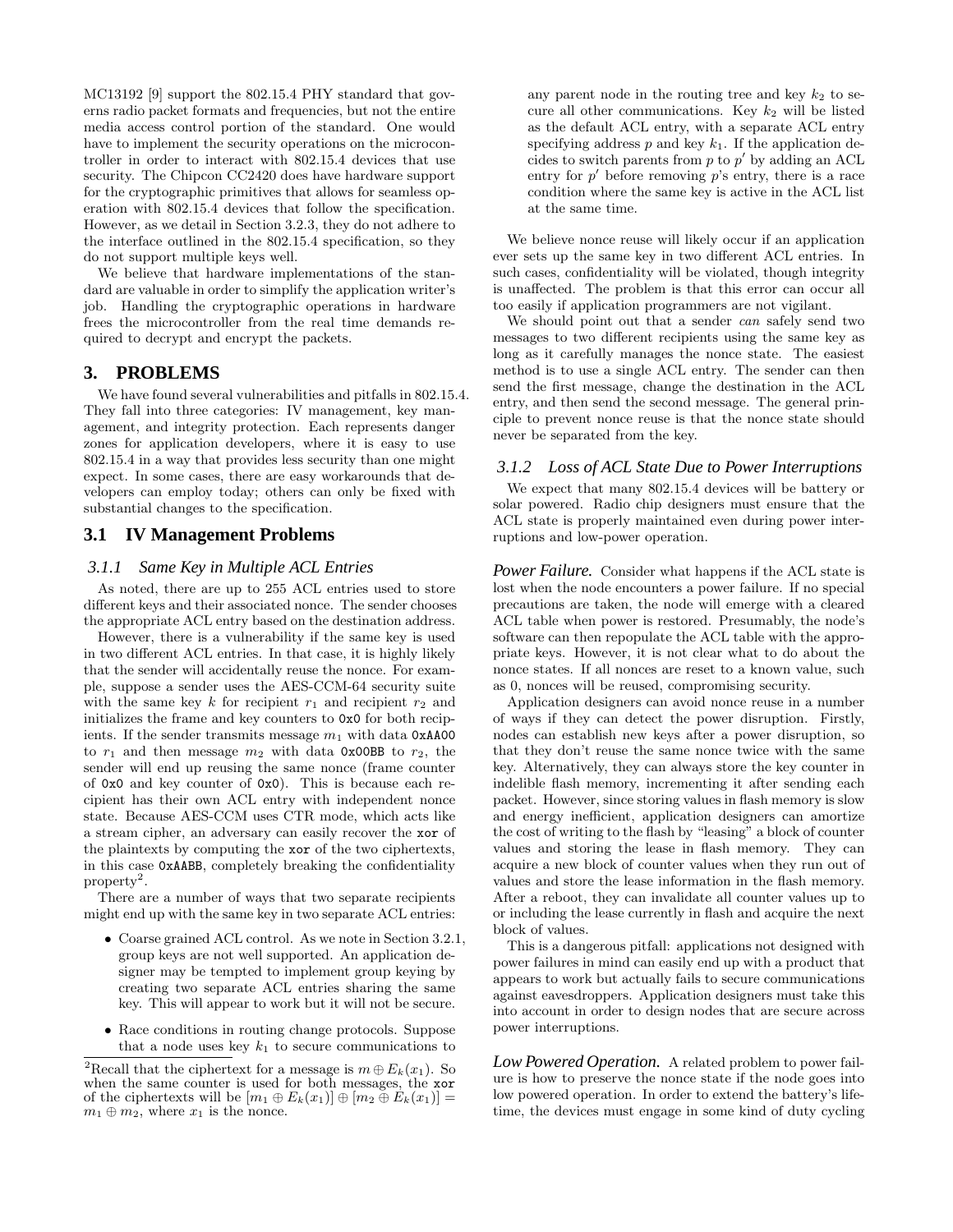MC13192 [9] support the 802.15.4 PHY standard that governs radio packet formats and frequencies, but not the entire media access control portion of the standard. One would have to implement the security operations on the microcontroller in order to interact with 802.15.4 devices that use security. The Chipcon CC2420 does have hardware support for the cryptographic primitives that allows for seamless operation with 802.15.4 devices that follow the specification. However, as we detail in Section 3.2.3, they do not adhere to the interface outlined in the 802.15.4 specification, so they do not support multiple keys well.

We believe that hardware implementations of the standard are valuable in order to simplify the application writer's job. Handling the cryptographic operations in hardware frees the microcontroller from the real time demands required to decrypt and encrypt the packets.

# 3. PROBLEMS

We have found several vulnerabilities and pitfalls in 802.15.4. They fall into three categories: IV management, key management, and integrity protection. Each represents danger zones for application developers, where it is easy to use 802.15.4 in a way that provides less security than one might expect. In some cases, there are easy workarounds that developers can employ today; others can only be fixed with substantial changes to the specification.

## 3.1 IV Management Problems

### 3.1.1 Same Key in Multiple ACL Entries

As noted, there are up to 255 ACL entries used to store different keys and their associated nonce. The sender chooses the appropriate ACL entry based on the destination address.

However, there is a vulnerability if the same key is used in two different ACL entries. In that case, it is highly likely that the sender will accidentally reuse the nonce. For example, suppose a sender uses the AES-CCM-64 security suite with the same key $k$ for recipient $r_1$ and recipient $r_2$ and initializes the frame and key counters to `0x0` for both recipients. If the sender transmits message $m_1$ with data `0xAA00` to $r_1$ and then message $m_2$ with data `0x00BB` to $r_2$, the sender will end up reusing the same nonce (frame counter of `0x0` and key counter of `0x0`). This is because each recipient has their own ACL entry with independent nonce state. Because AES-CCM uses CTR mode, which acts like a stream cipher, an adversary can easily recover the `xor` of the plaintexts by computing the `xor` of the two ciphertexts, in this case `0xAABB`, completely breaking the confidentiality property[2].

There are a number of ways that two separate recipients might end up with the same key in two separate ACL entries:

- Coarse grained ACL control. As we note in Section 3.2.1, group keys are not well supported. An application designer may be tempted to implement group keying by creating two separate ACL entries sharing the same key. This will appear to work but it will not be secure.
- Race conditions in routing change protocols. Suppose that a node uses key $k_1$ to secure communications to any parent node in the routing tree and key $k_2$ to secure all other communications. Key $k_2$ will be listed as the default ACL entry, with a separate ACL entry specifying address $p$ and key $k_1$. If the application decides to switch parents from $p$ to $p'$ by adding an ACL entry for $p'$ before removing $p$'s entry, there is a race condition where the same key is active in the ACL list at the same time.

We believe nonce reuse will likely occur if an application ever sets up the same key in two different ACL entries. In such cases, confidentiality will be violated, though integrity is unaffected. The problem is that this error can occur all too easily if application programmers are not vigilant.

We should point out that a sender *can* safely send two messages to two different recipients using the same key as long as it carefully manages the nonce state. The easiest method is to use a single ACL entry. The sender can then send the first message, change the destination in the ACL entry, and then send the second message. The general principle to prevent nonce reuse is that the nonce state should never be separated from the key.

### 3.1.2 Loss of ACL State Due to Power Interruptions

We expect that many 802.15.4 devices will be battery or solar powered. Radio chip designers must ensure that the ACL state is properly maintained even during power interruptions and low-power operation.

***Power Failure.*** Consider what happens if the ACL state is lost when the node encounters a power failure. If no special precautions are taken, the node will emerge with a cleared ACL table when power is restored. Presumably, the node's software can then repopulate the ACL table with the appropriate keys. However, it is not clear what to do about the nonce states. If all nonces are reset to a known value, such as 0, nonces will be reused, compromising security.

Application designers can avoid nonce reuse in a number of ways if they can detect the power disruption. Firstly, nodes can establish new keys after a power disruption, so that they don't reuse the same nonce twice with the same key. Alternatively, they can always store the key counter in indelible flash memory, incrementing it after sending each packet. However, since storing values in flash memory is slow and energy inefficient, application designers can amortize the cost of writing to the flash by "leasing" a block of counter values and storing the lease in flash memory. They can acquire a new block of counter values when they run out of values and store the lease information in the flash memory. After a reboot, they can invalidate all counter values up to or including the lease currently in flash and acquire the next block of values.

This is a dangerous pitfall: applications not designed with power failures in mind can easily end up with a product that appears to work but actually fails to secure communications against eavesdroppers. Application designers must take this into account in order to design nodes that are secure across power interruptions.

***Low Powered Operation.*** A related problem to power failure is how to preserve the nonce state if the node goes into low powered operation. In order to extend the battery's lifetime, the devices must engage in some kind of duty cycling

[2] Recall that the ciphertext for a message is $m \oplus E_k(x_1)$. So when the same counter is used for both messages, the `xor` of the ciphertexts will be $[m_1 \oplus E_k(x_1)] \oplus [m_2 \oplus E_k(x_1)] = m_1 \oplus m_2$, where $x_1$ is the nonce.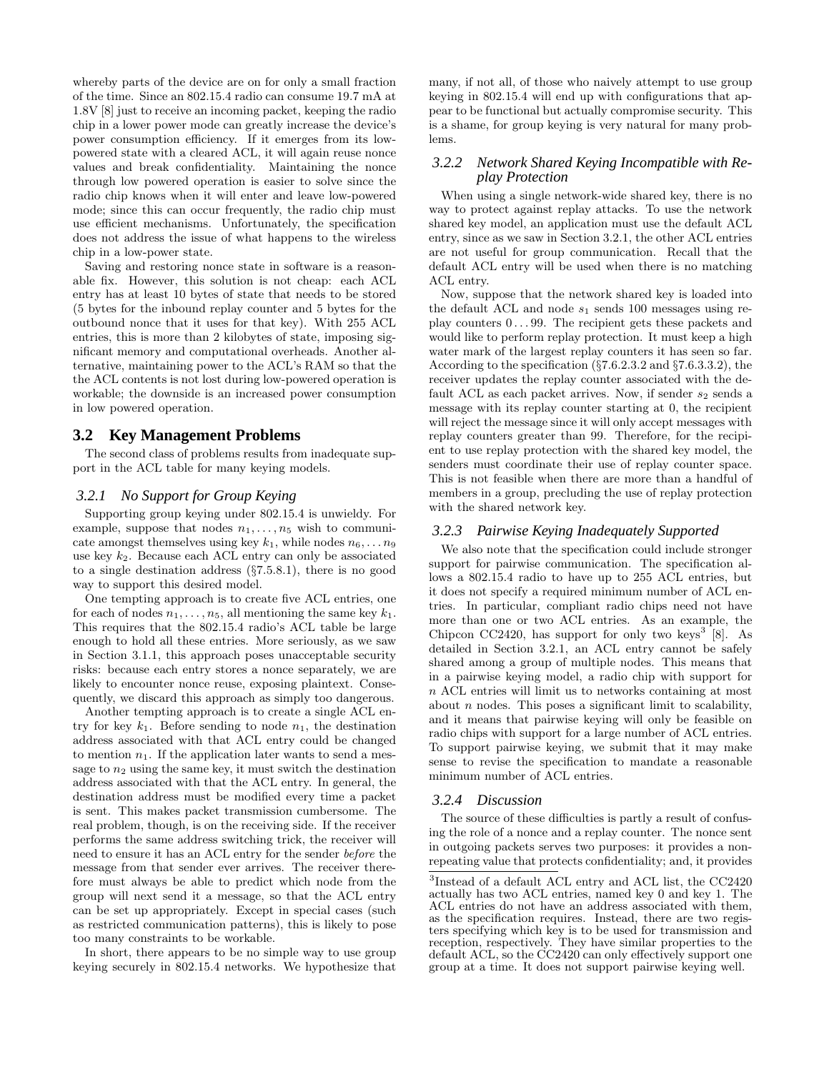whereby parts of the device are on for only a small fraction of the time. Since an 802.15.4 radio can consume 19.7 mA at 1.8V [8] just to receive an incoming packet, keeping the radio chip in a lower power mode can greatly increase the device's power consumption efficiency. If it emerges from its low-powered state with a cleared ACL, it will again reuse nonce values and break confidentiality. Maintaining the nonce through low powered operation is easier to solve since the radio chip knows when it will enter and leave low-powered mode; since this can occur frequently, the radio chip must use efficient mechanisms. Unfortunately, the specification does not address the issue of what happens to the wireless chip in a low-power state.

Saving and restoring nonce state in software is a reasonable fix. However, this solution is not cheap: each ACL entry has at least 10 bytes of state that needs to be stored (5 bytes for the inbound replay counter and 5 bytes for the outbound nonce that it uses for that key). With 255 ACL entries, this is more than 2 kilobytes of state, imposing significant memory and computational overheads. Another alternative, maintaining power to the ACL's RAM so that the the ACL contents is not lost during low-powered operation is workable; the downside is an increased power consumption in low powered operation.

## 3.2 Key Management Problems

The second class of problems results from inadequate support in the ACL table for many keying models.

### 3.2.1 No Support for Group Keying

Supporting group keying under 802.15.4 is unwieldy. For example, suppose that nodes $n_1, \ldots, n_5$ wish to communicate amongst themselves using key $k_1$, while nodes $n_6, \ldots n_9$ use key $k_2$. Because each ACL entry can only be associated to a single destination address (§7.5.8.1), there is no good way to support this desired model.

One tempting approach is to create five ACL entries, one for each of nodes $n_1, \ldots, n_5$, all mentioning the same key $k_1$. This requires that the 802.15.4 radio's ACL table be large enough to hold all these entries. More seriously, as we saw in Section 3.1.1, this approach poses unacceptable security risks: because each entry stores a nonce separately, we are likely to encounter nonce reuse, exposing plaintext. Consequently, we discard this approach as simply too dangerous.

Another tempting approach is to create a single ACL entry for key $k_1$. Before sending to node $n_1$, the destination address associated with that ACL entry could be changed to mention $n_1$. If the application later wants to send a message to $n_2$ using the same key, it must switch the destination address associated with that the ACL entry. In general, the destination address must be modified every time a packet is sent. This makes packet transmission cumbersome. The real problem, though, is on the receiving side. If the receiver performs the same address switching trick, the receiver will need to ensure it has an ACL entry for the sender *before* the message from that sender ever arrives. The receiver therefore must always be able to predict which node from the group will next send it a message, so that the ACL entry can be set up appropriately. Except in special cases (such as restricted communication patterns), this is likely to pose too many constraints to be workable.

In short, there appears to be no simple way to use group keying securely in 802.15.4 networks. We hypothesize that many, if not all, of those who naively attempt to use group keying in 802.15.4 will end up with configurations that appear to be functional but actually compromise security. This is a shame, for group keying is very natural for many problems.

### 3.2.2 Network Shared Keying Incompatible with Replay Protection

When using a single network-wide shared key, there is no way to protect against replay attacks. To use the network shared key model, an application must use the default ACL entry, since as we saw in Section 3.2.1, the other ACL entries are not useful for group communication. Recall that the default ACL entry will be used when there is no matching ACL entry.

Now, suppose that the network shared key is loaded into the default ACL and node $s_1$ sends 100 messages using replay counters $0 \ldots 99$. The recipient gets these packets and would like to perform replay protection. It must keep a high water mark of the largest replay counters it has seen so far. According to the specification (§7.6.2.3.2 and §7.6.3.3.2), the receiver updates the replay counter associated with the default ACL as each packet arrives. Now, if sender $s_2$ sends a message with its replay counter starting at 0, the recipient will reject the message since it will only accept messages with replay counters greater than 99. Therefore, for the recipient to use replay protection with the shared key model, the senders must coordinate their use of replay counter space. This is not feasible when there are more than a handful of members in a group, precluding the use of replay protection with the shared network key.

### 3.2.3 Pairwise Keying Inadequately Supported

We also note that the specification could include stronger support for pairwise communication. The specification allows a 802.15.4 radio to have up to 255 ACL entries, but it does not specify a required minimum number of ACL entries. In particular, compliant radio chips need not have more than one or two ACL entries. As an example, the Chipcon CC2420, has support for only two keys[3] [8]. As detailed in Section 3.2.1, an ACL entry cannot be safely shared among a group of multiple nodes. This means that in a pairwise keying model, a radio chip with support for $n$ ACL entries will limit us to networks containing at most about $n$ nodes. This poses a significant limit to scalability, and it means that pairwise keying will only be feasible on radio chips with support for a large number of ACL entries. To support pairwise keying, we submit that it may make sense to revise the specification to mandate a reasonable minimum number of ACL entries.

### 3.2.4 Discussion

The source of these difficulties is partly a result of confusing the role of a nonce and a replay counter. The nonce sent in outgoing packets serves two purposes: it provides a nonrepeating value that protects confidentiality; and, it provides

[3]Instead of a default ACL entry and ACL list, the CC2420 actually has two ACL entries, named key 0 and key 1. The ACL entries do not have an address associated with them, as the specification requires. Instead, there are two registers specifying which key is to be used for transmission and reception, respectively. They have similar properties to the default ACL, so the CC2420 can only effectively support one group at a time. It does not support pairwise keying well.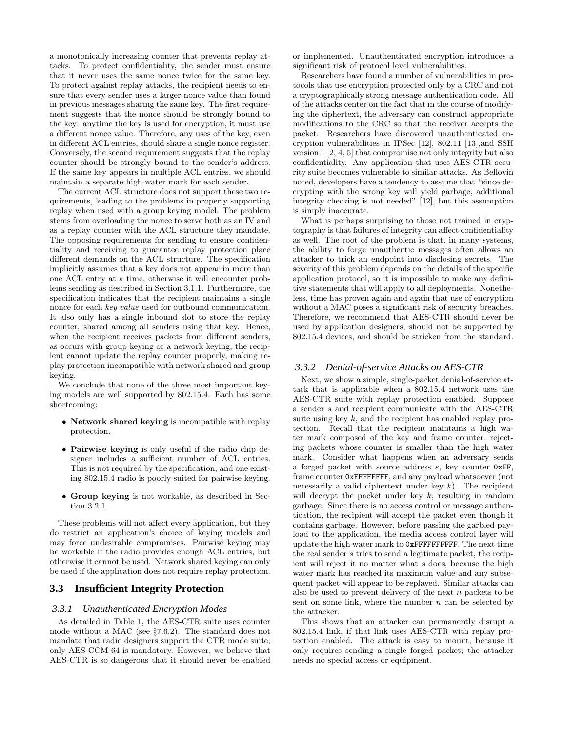a monotonically increasing counter that prevents replay attacks. To protect confidentiality, the sender must ensure that it never uses the same nonce twice for the same key. To protect against replay attacks, the recipient needs to ensure that every sender uses a larger nonce value than found in previous messages sharing the same key. The first requirement suggests that the nonce should be strongly bound to the key: anytime the key is used for encryption, it must use a different nonce value. Therefore, any uses of the key, even in different ACL entries, should share a single nonce register. Conversely, the second requirement suggests that the replay counter should be strongly bound to the sender's address. If the same key appears in multiple ACL entries, we should maintain a separate high-water mark for each sender.

The current ACL structure does not support these two requirements, leading to the problems in properly supporting replay when used with a group keying model. The problem stems from overloading the nonce to serve both as an IV and as a replay counter with the ACL structure they mandate. The opposing requirements for sending to ensure confidentiality and receiving to guarantee replay protection place different demands on the ACL structure. The specification implicitly assumes that a key does not appear in more than one ACL entry at a time, otherwise it will encounter problems sending as described in Section 3.1.1. Furthermore, the specification indicates that the recipient maintains a single nonce for each *key value* used for outbound communication. It also only has a single inbound slot to store the replay counter, shared among all senders using that key. Hence, when the recipient receives packets from different senders, as occurs with group keying or a network keying, the recipient cannot update the replay counter properly, making replay protection incompatible with network shared and group keying.

We conclude that none of the three most important keying models are well supported by 802.15.4. Each has some shortcoming:

- **Network shared keying** is incompatible with replay protection.
- **Pairwise keying** is only useful if the radio chip designer includes a sufficient number of ACL entries. This is not required by the specification, and one existing 802.15.4 radio is poorly suited for pairwise keying.
- **Group keying** is not workable, as described in Section 3.2.1.

These problems will not affect every application, but they do restrict an application's choice of keying models and may force undesirable compromises. Pairwise keying may be workable if the radio provides enough ACL entries, but otherwise it cannot be used. Network shared keying can only be used if the application does not require replay protection.

## 3.3 Insufficient Integrity Protection

### 3.3.1 Unauthenticated Encryption Modes

As detailed in Table 1, the AES-CTR suite uses counter mode without a MAC (see §7.6.2). The standard does not mandate that radio designers support the CTR mode suite; only AES-CCM-64 is mandatory. However, we believe that AES-CTR is so dangerous that it should never be enabled or implemented. Unauthenticated encryption introduces a significant risk of protocol level vulnerabilities.

Researchers have found a number of vulnerabilities in protocols that use encryption protected only by a CRC and not a cryptographically strong message authentication code. All of the attacks center on the fact that in the course of modifying the ciphertext, the adversary can construct appropriate modifications to the CRC so that the receiver accepts the packet. Researchers have discovered unauthenticated encryption vulnerabilities in IPSec [12], 802.11 [13],and SSH version 1 [2, 4, 5] that compromise not only integrity but also confidentiality. Any application that uses AES-CTR security suite becomes vulnerable to similar attacks. As Bellovin noted, developers have a tendency to assume that "since decrypting with the wrong key will yield garbage, additional integrity checking is not needed" [12], but this assumption is simply inaccurate.

What is perhaps surprising to those not trained in cryptography is that failures of integrity can affect confidentiality as well. The root of the problem is that, in many systems, the ability to forge unauthentic messages often allows an attacker to trick an endpoint into disclosing secrets. The severity of this problem depends on the details of the specific application protocol, so it is impossible to make any definitive statements that will apply to all deployments. Nonetheless, time has proven again and again that use of encryption without a MAC poses a significant risk of security breaches. Therefore, we recommend that AES-CTR should never be used by application designers, should not be supported by 802.15.4 devices, and should be stricken from the standard.

### 3.3.2 Denial-of-service Attacks on AES-CTR

Next, we show a simple, single-packet denial-of-service attack that is applicable when a 802.15.4 network uses the AES-CTR suite with replay protection enabled. Suppose a sender $s$ and recipient communicate with the AES-CTR suite using key $k$, and the recipient has enabled replay protection. Recall that the recipient maintains a high water mark composed of the key and frame counter, rejecting packets whose counter is smaller than the high water mark. Consider what happens when an adversary sends a forged packet with source address $s$, key counter `0xFF`, frame counter `0xFFFFFFFF`, and any payload whatsoever (not necessarily a valid ciphertext under key $k$). The recipient will decrypt the packet under key $k$, resulting in random garbage. Since there is no access control or message authentication, the recipient will accept the packet even though it contains garbage. However, before passing the garbled payload to the application, the media access control layer will update the high water mark to `0xFFFFFFFFFF`. The next time the real sender $s$ tries to send a legitimate packet, the recipient will reject it no matter what $s$ does, because the high water mark has reached its maximum value and any subsequent packet will appear to be replayed. Similar attacks can also be used to prevent delivery of the next $n$ packets to be sent on some link, where the number $n$ can be selected by the attacker.

This shows that an attacker can permanently disrupt a 802.15.4 link, if that link uses AES-CTR with replay protection enabled. The attack is easy to mount, because it only requires sending a single forged packet; the attacker needs no special access or equipment.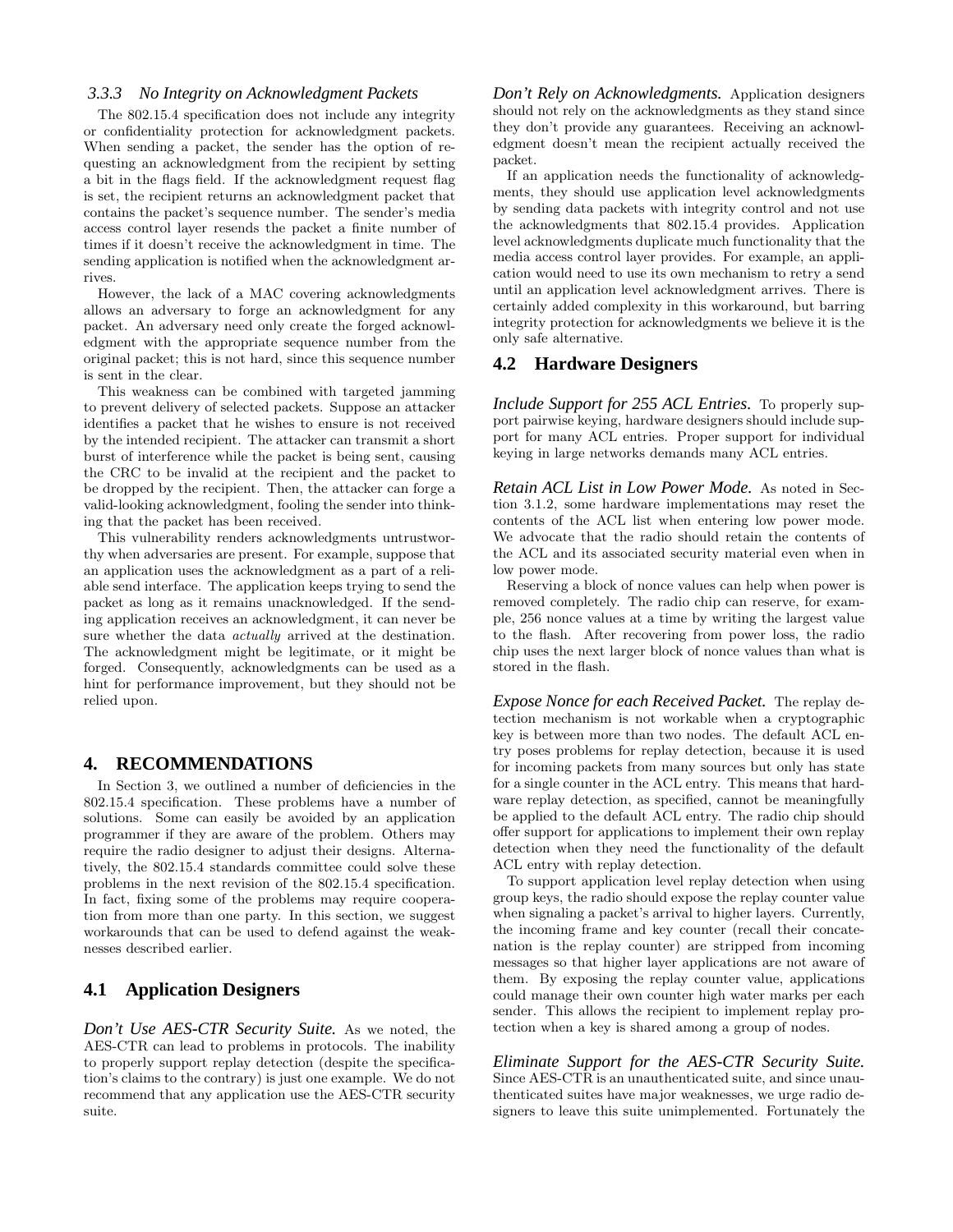### 3.3.3 No Integrity on Acknowledgment Packets

The 802.15.4 specification does not include any integrity or confidentiality protection for acknowledgment packets. When sending a packet, the sender has the option of requesting an acknowledgment from the recipient by setting a bit in the flags field. If the acknowledgment request flag is set, the recipient returns an acknowledgment packet that contains the packet's sequence number. The sender's media access control layer resends the packet a finite number of times if it doesn't receive the acknowledgment in time. The sending application is notified when the acknowledgment arrives.

However, the lack of a MAC covering acknowledgments allows an adversary to forge an acknowledgment for any packet. An adversary need only create the forged acknowledgment with the appropriate sequence number from the original packet; this is not hard, since this sequence number is sent in the clear.

This weakness can be combined with targeted jamming to prevent delivery of selected packets. Suppose an attacker identifies a packet that he wishes to ensure is not received by the intended recipient. The attacker can transmit a short burst of interference while the packet is being sent, causing the CRC to be invalid at the recipient and the packet to be dropped by the recipient. Then, the attacker can forge a valid-looking acknowledgment, fooling the sender into thinking that the packet has been received.

This vulnerability renders acknowledgments untrustworthy when adversaries are present. For example, suppose that an application uses the acknowledgment as a part of a reliable send interface. The application keeps trying to send the packet as long as it remains unacknowledged. If the sending application receives an acknowledgment, it can never be sure whether the data *actually* arrived at the destination. The acknowledgment might be legitimate, or it might be forged. Consequently, acknowledgments can be used as a hint for performance improvement, but they should not be relied upon.

## 4. RECOMMENDATIONS

In Section 3, we outlined a number of deficiencies in the 802.15.4 specification. These problems have a number of solutions. Some can easily be avoided by an application programmer if they are aware of the problem. Others may require the radio designer to adjust their designs. Alternatively, the 802.15.4 standards committee could solve these problems in the next revision of the 802.15.4 specification. In fact, fixing some of the problems may require cooperation from more than one party. In this section, we suggest workarounds that can be used to defend against the weaknesses described earlier.

### 4.1 Application Designers

***Don't Use AES-CTR Security Suite.*** As we noted, the AES-CTR can lead to problems in protocols. The inability to properly support replay detection (despite the specification's claims to the contrary) is just one example. We do not recommend that any application use the AES-CTR security suite.

***Don't Rely on Acknowledgments.*** Application designers should not rely on the acknowledgments as they stand since they don't provide any guarantees. Receiving an acknowledgment doesn't mean the recipient actually received the packet.

If an application needs the functionality of acknowledgments, they should use application level acknowledgments by sending data packets with integrity control and not use the acknowledgments that 802.15.4 provides. Application level acknowledgments duplicate much functionality that the media access control layer provides. For example, an application would need to use its own mechanism to retry a send until an application level acknowledgment arrives. There is certainly added complexity in this workaround, but barring integrity protection for acknowledgments we believe it is the only safe alternative.

### 4.2 Hardware Designers

***Include Support for 255 ACL Entries.*** To properly support pairwise keying, hardware designers should include support for many ACL entries. Proper support for individual keying in large networks demands many ACL entries.

***Retain ACL List in Low Power Mode.*** As noted in Section 3.1.2, some hardware implementations may reset the contents of the ACL list when entering low power mode. We advocate that the radio should retain the contents of the ACL and its associated security material even when in low power mode.

Reserving a block of nonce values can help when power is removed completely. The radio chip can reserve, for example, 256 nonce values at a time by writing the largest value to the flash. After recovering from power loss, the radio chip uses the next larger block of nonce values than what is stored in the flash.

***Expose Nonce for each Received Packet.*** The replay detection mechanism is not workable when a cryptographic key is between more than two nodes. The default ACL entry poses problems for replay detection, because it is used for incoming packets from many sources but only has state for a single counter in the ACL entry. This means that hardware replay detection, as specified, cannot be meaningfully be applied to the default ACL entry. The radio chip should offer support for applications to implement their own replay detection when they need the functionality of the default ACL entry with replay detection.

To support application level replay detection when using group keys, the radio should expose the replay counter value when signaling a packet's arrival to higher layers. Currently, the incoming frame and key counter (recall their concatenation is the replay counter) are stripped from incoming messages so that higher layer applications are not aware of them. By exposing the replay counter value, applications could manage their own counter high water marks per each sender. This allows the recipient to implement replay protection when a key is shared among a group of nodes.

***Eliminate Support for the AES-CTR Security Suite.*** Since AES-CTR is an unauthenticated suite, and since unauthenticated suites have major weaknesses, we urge radio designers to leave this suite unimplemented. Fortunately the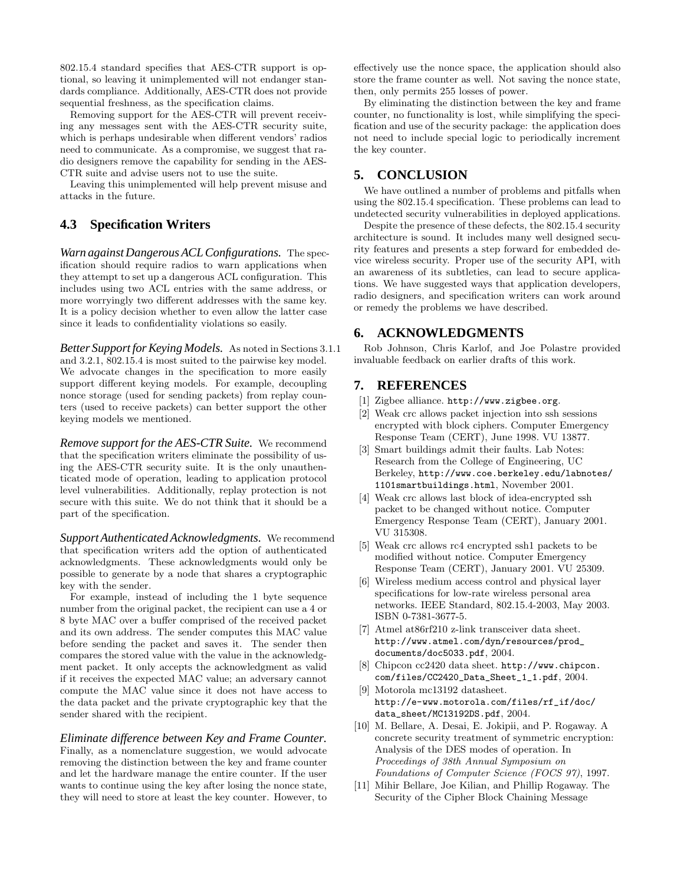802.15.4 standard specifies that AES-CTR support is optional, so leaving it unimplemented will not endanger standards compliance. Additionally, AES-CTR does not provide sequential freshness, as the specification claims.

Removing support for the AES-CTR will prevent receiving any messages sent with the AES-CTR security suite, which is perhaps undesirable when different vendors' radios need to communicate. As a compromise, we suggest that radio designers remove the capability for sending in the AES-CTR suite and advise users not to use the suite.

Leaving this unimplemented will help prevent misuse and attacks in the future.

## 4.3 Specification Writers

***Warn against Dangerous ACL Configurations.*** The specification should require radios to warn applications when they attempt to set up a dangerous ACL configuration. This includes using two ACL entries with the same address, or more worryingly two different addresses with the same key. It is a policy decision whether to even allow the latter case since it leads to confidentiality violations so easily.

***Better Support for Keying Models.*** As noted in Sections 3.1.1 and 3.2.1, 802.15.4 is most suited to the pairwise key model. We advocate changes in the specification to more easily support different keying models. For example, decoupling nonce storage (used for sending packets) from replay counters (used to receive packets) can better support the other keying models we mentioned.

***Remove support for the AES-CTR Suite.*** We recommend that the specification writers eliminate the possibility of using the AES-CTR security suite. It is the only unauthenticated mode of operation, leading to application protocol level vulnerabilities. Additionally, replay protection is not secure with this suite. We do not think that it should be a part of the specification.

***Support Authenticated Acknowledgments.*** We recommend that specification writers add the option of authenticated acknowledgments. These acknowledgments would only be possible to generate by a node that shares a cryptographic key with the sender.

For example, instead of including the 1 byte sequence number from the original packet, the recipient can use a 4 or 8 byte MAC over a buffer comprised of the received packet and its own address. The sender computes this MAC value before sending the packet and saves it. The sender then compares the stored value with the value in the acknowledgment packet. It only accepts the acknowledgment as valid if it receives the expected MAC value; an adversary cannot compute the MAC value since it does not have access to the data packet and the private cryptographic key that the sender shared with the recipient.

***Eliminate difference between Key and Frame Counter.*** Finally, as a nomenclature suggestion, we would advocate removing the distinction between the key and frame counter and let the hardware manage the entire counter. If the user wants to continue using the key after losing the nonce state, they will need to store at least the key counter. However, to effectively use the nonce space, the application should also store the frame counter as well. Not saving the nonce state, then, only permits 255 losses of power.

By eliminating the distinction between the key and frame counter, no functionality is lost, while simplifying the specification and use of the security package: the application does not need to include special logic to periodically increment the key counter.

# 5. CONCLUSION

We have outlined a number of problems and pitfalls when using the 802.15.4 specification. These problems can lead to undetected security vulnerabilities in deployed applications.

Despite the presence of these defects, the 802.15.4 security architecture is sound. It includes many well designed security features and presents a step forward for embedded device wireless security. Proper use of the security API, with an awareness of its subtleties, can lead to secure applications. We have suggested ways that application developers, radio designers, and specification writers can work around or remedy the problems we have described.

# 6. ACKNOWLEDGMENTS

Rob Johnson, Chris Karlof, and Joe Polastre provided invaluable feedback on earlier drafts of this work.

# 7. REFERENCES

[1] Zigbee alliance. `http://www.zigbee.org`.

[2] Weak crc allows packet injection into ssh sessions encrypted with block ciphers. Computer Emergency Response Team (CERT), June 1998. VU 13877.

[3] Smart buildings admit their faults. Lab Notes: Research from the College of Engineering, UC Berkeley, `http://www.coe.berkeley.edu/labnotes/1101smartbuildings.html`, November 2001.

[4] Weak crc allows last block of idea-encrypted ssh packet to be changed without notice. Computer Emergency Response Team (CERT), January 2001. VU 315308.

[5] Weak crc allows rc4 encrypted ssh1 packets to be modified without notice. Computer Emergency Response Team (CERT), January 2001. VU 25309.

[6] Wireless medium access control and physical layer specifications for low-rate wireless personal area networks. IEEE Standard, 802.15.4-2003, May 2003. ISBN 0-7381-3677-5.

[7] Atmel at86rf210 z-link transceiver data sheet. `http://www.atmel.com/dyn/resources/prod_documents/doc5033.pdf`, 2004.

[8] Chipcon cc2420 data sheet. `http://www.chipcon.com/files/CC2420_Data_Sheet_1_1.pdf`, 2004.

[9] Motorola mc13192 datasheet. `http://e-www.motorola.com/files/rf_if/doc/data_sheet/MC13192DS.pdf`, 2004.

[10] M. Bellare, A. Desai, E. Jokipii, and P. Rogaway. A concrete security treatment of symmetric encryption: Analysis of the DES modes of operation. In *Proceedings of 38th Annual Symposium on Foundations of Computer Science (FOCS 97)*, 1997.

[11] Mihir Bellare, Joe Kilian, and Phillip Rogaway. The Security of the Cipher Block Chaining Message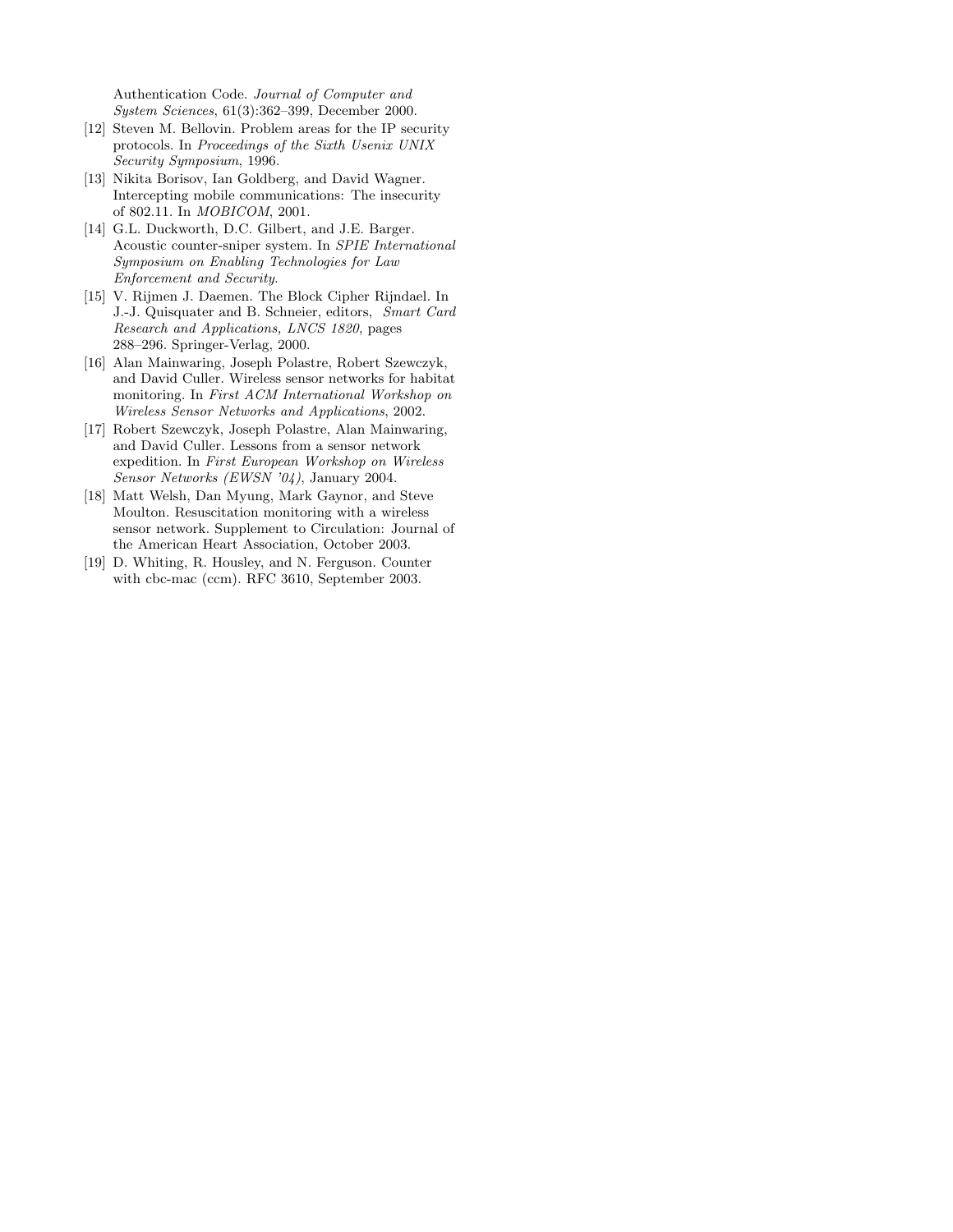Authentication Code. *Journal of Computer and System Sciences*, 61(3):362–399, December 2000.

[12] Steven M. Bellovin. Problem areas for the IP security protocols. In *Proceedings of the Sixth Usenix UNIX Security Symposium*, 1996.

[13] Nikita Borisov, Ian Goldberg, and David Wagner. Intercepting mobile communications: The insecurity of 802.11. In *MOBICOM*, 2001.

[14] G.L. Duckworth, D.C. Gilbert, and J.E. Barger. Acoustic counter-sniper system. In *SPIE International Symposium on Enabling Technologies for Law Enforcement and Security*.

[15] V. Rijmen J. Daemen. The Block Cipher Rijndael. In J.-J. Quisquater and B. Schneier, editors, *Smart Card Research and Applications, LNCS 1820*, pages 288–296. Springer-Verlag, 2000.

[16] Alan Mainwaring, Joseph Polastre, Robert Szewczyk, and David Culler. Wireless sensor networks for habitat monitoring. In *First ACM International Workshop on Wireless Sensor Networks and Applications*, 2002.

[17] Robert Szewczyk, Joseph Polastre, Alan Mainwaring, and David Culler. Lessons from a sensor network expedition. In *First European Workshop on Wireless Sensor Networks (EWSN '04)*, January 2004.

[18] Matt Welsh, Dan Myung, Mark Gaynor, and Steve Moulton. Resuscitation monitoring with a wireless sensor network. Supplement to Circulation: Journal of the American Heart Association, October 2003.

[19] D. Whiting, R. Housley, and N. Ferguson. Counter with cbc-mac (ccm). RFC 3610, September 2003.